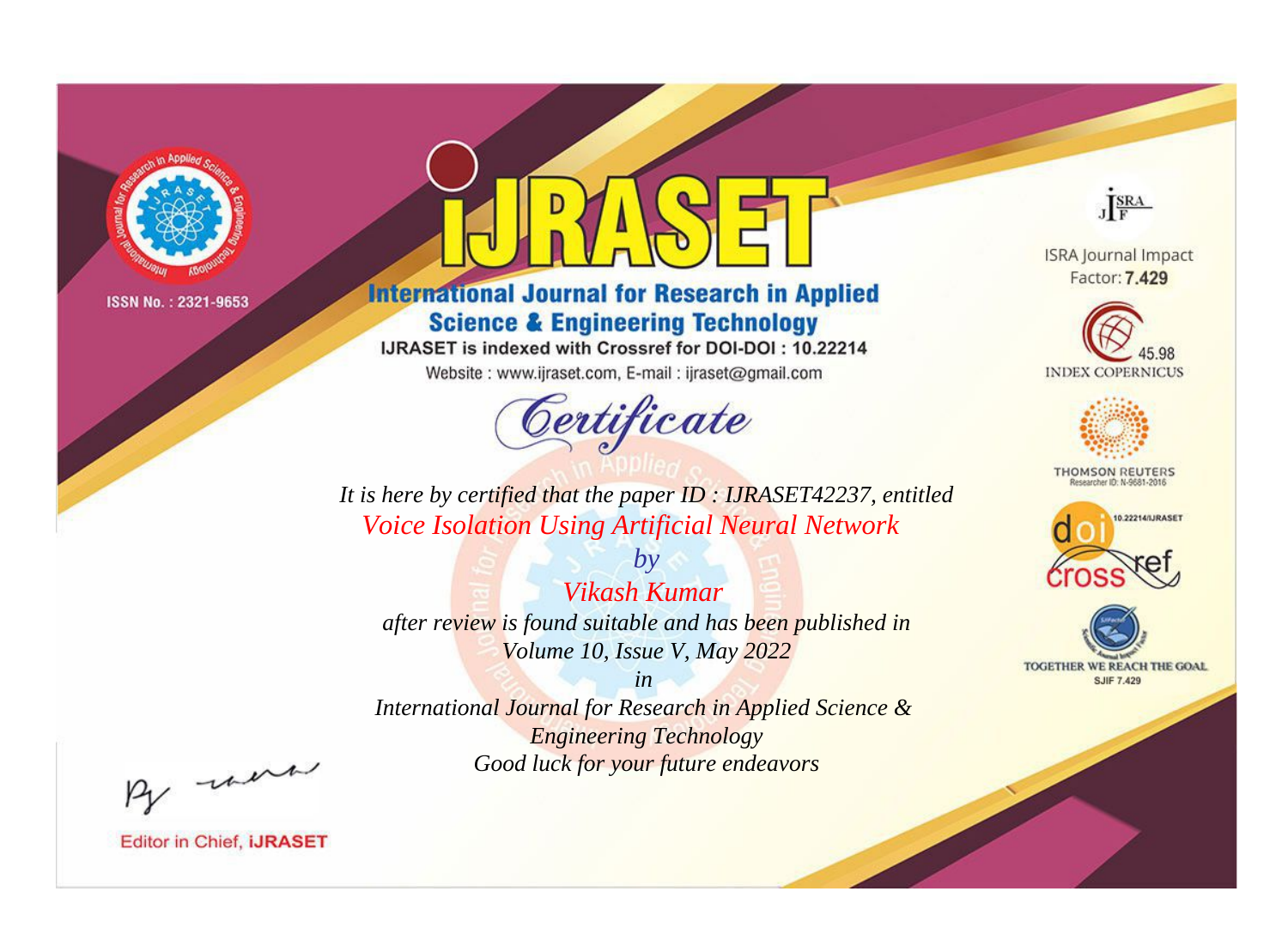ISSN No. : 2321-9653

# IJRASET

## International Journal for Research in Applied Science & Engineering Technology

IJRASET is indexed with Crossref for DOI-DOI : 10.22214

Website : www.ijraset.com, E-mail : ijraset@gmail.com

ISRA Journal Impact Factor: **7.429**

45.98 INDEX COPERNICUS

THOMSON REUTERS Researcher ID: N-9681-2016

10.22214/IJRASET

TOGETHER WE REACH THE GOAL SJIF 7.429

# *Certificate*

*It is here by certified that the paper ID : IJRASET42237, entitled*

*Voice Isolation Using Artificial Neural Network*

*by*

*Vikash Kumar*

*after review is found suitable and has been published in*

*Volume 10, Issue V, May 2022*

*in*

*International Journal for Research in Applied Science & Engineering Technology*

*Good luck for your future endeavors*

Editor in Chief, **iJRASET**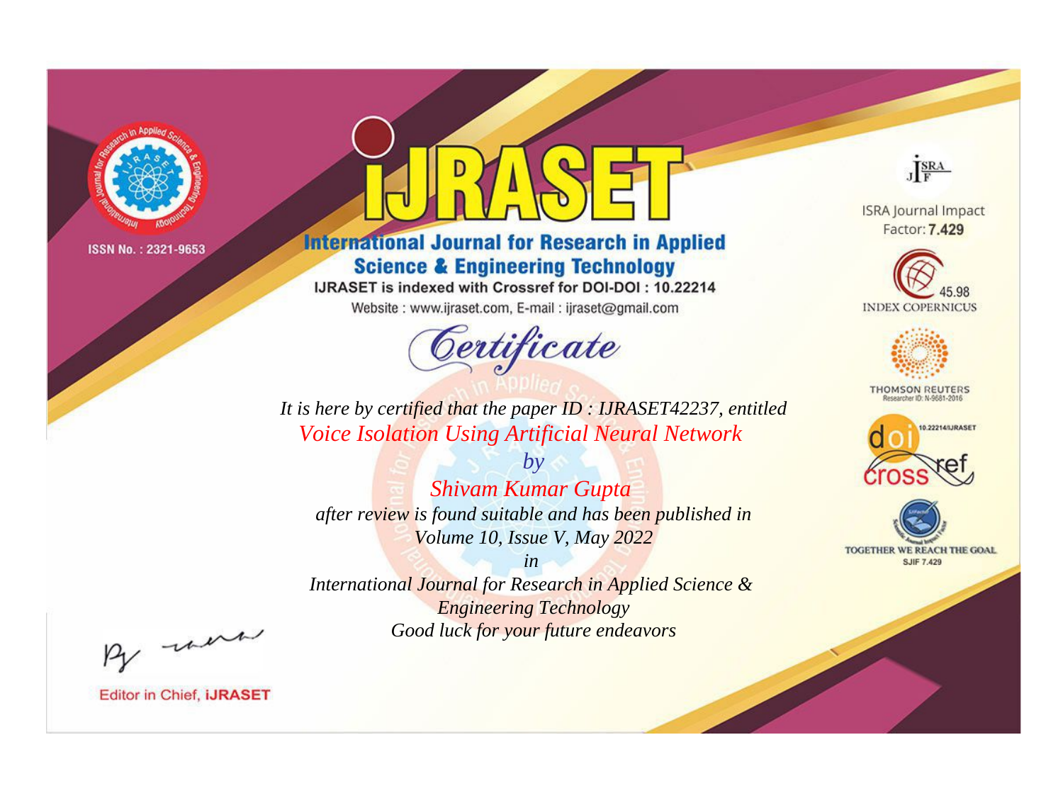ISSN No. : 2321-9653

# iJRASET

## International Journal for Research in Applied Science & Engineering Technology

IJRASET is indexed with Crossref for DOI-DOI : 10.22214

Website : www.ijraset.com, E-mail : ijraset@gmail.com

ISRA Journal Impact Factor: **7.429**

45.98 INDEX COPERNICUS

THOMSON REUTERS Researcher ID: N-9681-2016

10.22214/IJRASET

TOGETHER WE REACH THE GOAL SJIF 7.429

# *Certificate*

*It is here by certified that the paper ID : IJRASET42237, entitled*

*Voice Isolation Using Artificial Neural Network*

*by*

*Shivam Kumar Gupta*

*after review is found suitable and has been published in*

*Volume 10, Issue V, May 2022*

*in*

*International Journal for Research in Applied Science & Engineering Technology*

*Good luck for your future endeavors*

Editor in Chief, **iJRASET**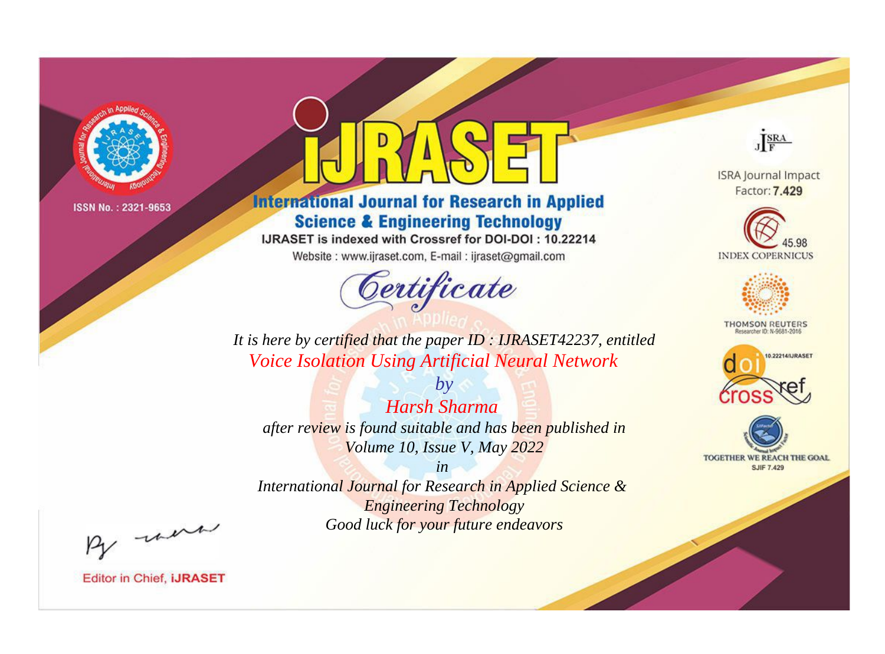ISSN No. : 2321-9653

# iJRASET

## International Journal for Research in Applied Science & Engineering Technology

IJRASET is indexed with Crossref for DOI-DOI : 10.22214

Website : www.ijraset.com, E-mail : ijraset@gmail.com

ISRA Journal Impact Factor: **7.429**

45.98 INDEX COPERNICUS

THOMSON REUTERS Researcher ID: N-9681-2016

10.22214/IJRASET

TOGETHER WE REACH THE GOAL SJIF 7.429

# *Certificate*

*It is here by certified that the paper ID : IJRASET42237, entitled*

*Voice Isolation Using Artificial Neural Network*

*by*

*Harsh Sharma*

*after review is found suitable and has been published in*

*Volume 10, Issue V, May 2022*

*in*

*International Journal for Research in Applied Science & Engineering Technology*

*Good luck for your future endeavors*

Editor in Chief, **iJRASET**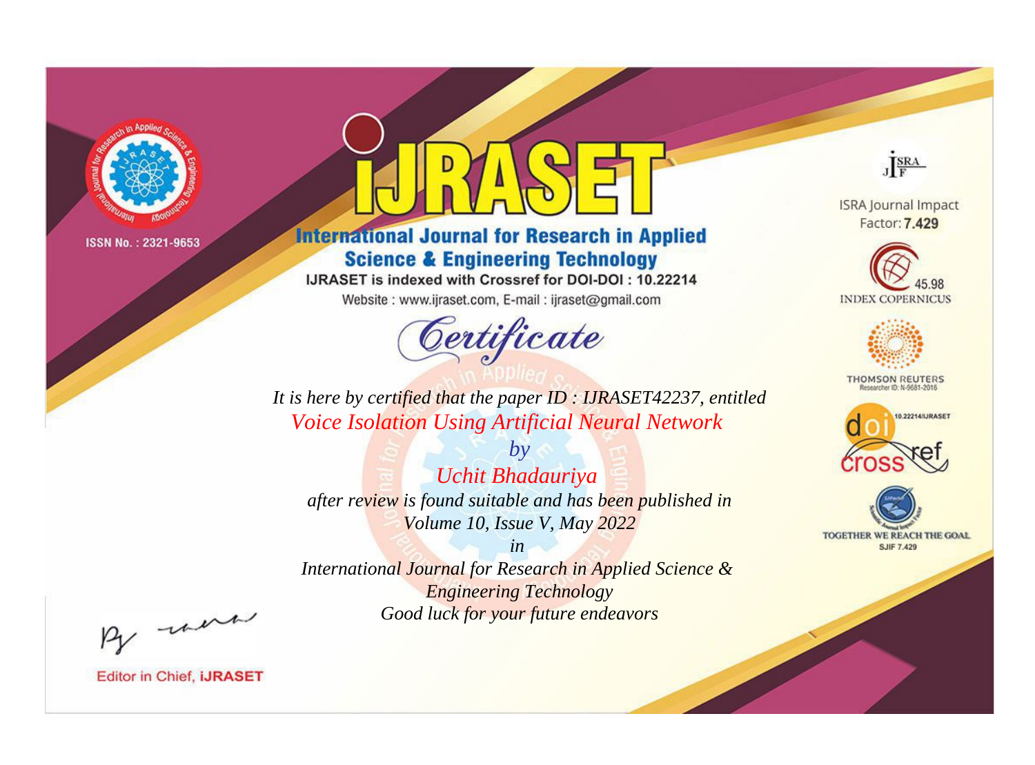ISSN No. : 2321-9653

# iJRASET

## International Journal for Research in Applied Science & Engineering Technology

IJRASET is indexed with Crossref for DOI-DOI : 10.22214

Website : www.ijraset.com, E-mail : ijraset@gmail.com

*Certificate*

*It is here by certified that the paper ID : IJRASET42237, entitled*

*Voice Isolation Using Artificial Neural Network*

*by*

*Uchit Bhadauriya*

*after review is found suitable and has been published in*

*Volume 10, Issue V, May 2022*

*in*

*International Journal for Research in Applied Science & Engineering Technology*

*Good luck for your future endeavors*

ISRA Journal Impact Factor: **7.429**

45.98 INDEX COPERNICUS

THOMSON REUTERS Researcher ID: N-9681-2016

10.22214/IJRASET

TOGETHER WE REACH THE GOAL SJIF 7.429

Editor in Chief, **iJRASET**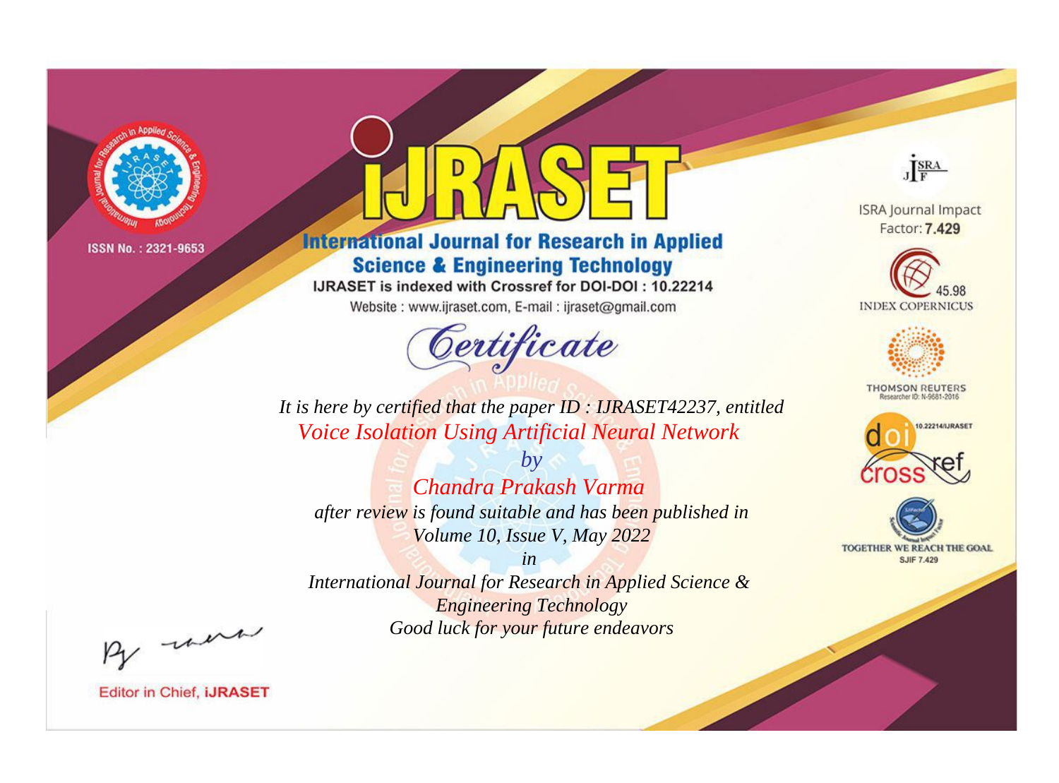ISSN No. : 2321-9653

# IJRASET

## International Journal for Research in Applied Science & Engineering Technology

IJRASET is indexed with Crossref for DOI-DOI : 10.22214

Website : www.ijraset.com, E-mail : ijraset@gmail.com

ISRA Journal Impact Factor: **7.429**

45.98 INDEX COPERNICUS

THOMSON REUTERS Researcher ID: N-9681-2016

10.22214/IJRASET

TOGETHER WE REACH THE GOAL SJIF 7.429

*Certificate*

*It is here by certified that the paper ID : IJRASET42237, entitled*

*Voice Isolation Using Artificial Neural Network*

*by*

*Chandra Prakash Varma*

*after review is found suitable and has been published in*

*Volume 10, Issue V, May 2022*

*in*

*International Journal for Research in Applied Science & Engineering Technology*

*Good luck for your future endeavors*

Editor in Chief, **iJRASET**